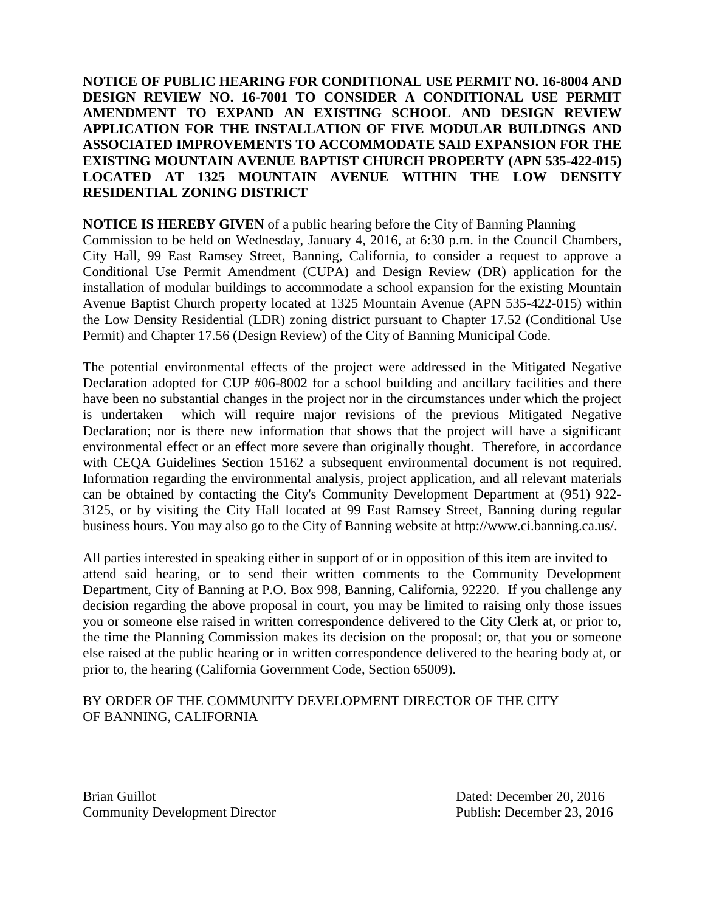**NOTICE OF PUBLIC HEARING FOR CONDITIONAL USE PERMIT NO. 16-8004 AND DESIGN REVIEW NO. 16-7001 TO CONSIDER A CONDITIONAL USE PERMIT AMENDMENT TO EXPAND AN EXISTING SCHOOL AND DESIGN REVIEW APPLICATION FOR THE INSTALLATION OF FIVE MODULAR BUILDINGS AND ASSOCIATED IMPROVEMENTS TO ACCOMMODATE SAID EXPANSION FOR THE EXISTING MOUNTAIN AVENUE BAPTIST CHURCH PROPERTY (APN 535-422-015) LOCATED AT 1325 MOUNTAIN AVENUE WITHIN THE LOW DENSITY RESIDENTIAL ZONING DISTRICT**

**NOTICE IS HEREBY GIVEN** of a public hearing before the City of Banning Planning Commission to be held on Wednesday, January 4, 2016, at 6:30 p.m. in the Council Chambers, City Hall, 99 East Ramsey Street, Banning, California, to consider a request to approve a Conditional Use Permit Amendment (CUPA) and Design Review (DR) application for the installation of modular buildings to accommodate a school expansion for the existing Mountain Avenue Baptist Church property located at 1325 Mountain Avenue (APN 535-422-015) within the Low Density Residential (LDR) zoning district pursuant to Chapter 17.52 (Conditional Use Permit) and Chapter 17.56 (Design Review) of the City of Banning Municipal Code.

The potential environmental effects of the project were addressed in the Mitigated Negative Declaration adopted for CUP #06-8002 for a school building and ancillary facilities and there have been no substantial changes in the project nor in the circumstances under which the project is undertaken which will require major revisions of the previous Mitigated Negative Declaration; nor is there new information that shows that the project will have a significant environmental effect or an effect more severe than originally thought. Therefore, in accordance with CEQA Guidelines Section 15162 a subsequent environmental document is not required. Information regarding the environmental analysis, project application, and all relevant materials can be obtained by contacting the City's Community Development Department at (951) 922-3125, or by visiting the City Hall located at 99 East Ramsey Street, Banning during regular business hours. You may also go to the City of Banning website at http://www.ci.banning.ca.us/.

All parties interested in speaking either in support of or in opposition of this item are invited to attend said hearing, or to send their written comments to the Community Development Department, City of Banning at P.O. Box 998, Banning, California, 92220. If you challenge any decision regarding the above proposal in court, you may be limited to raising only those issues you or someone else raised in written correspondence delivered to the City Clerk at, or prior to, the time the Planning Commission makes its decision on the proposal; or, that you or someone else raised at the public hearing or in written correspondence delivered to the hearing body at, or prior to, the hearing (California Government Code, Section 65009).

BY ORDER OF THE COMMUNITY DEVELOPMENT DIRECTOR OF THE CITY OF BANNING, CALIFORNIA

Brian Guillot
Community Development Director

Dated: December 20, 2016
Publish: December 23, 2016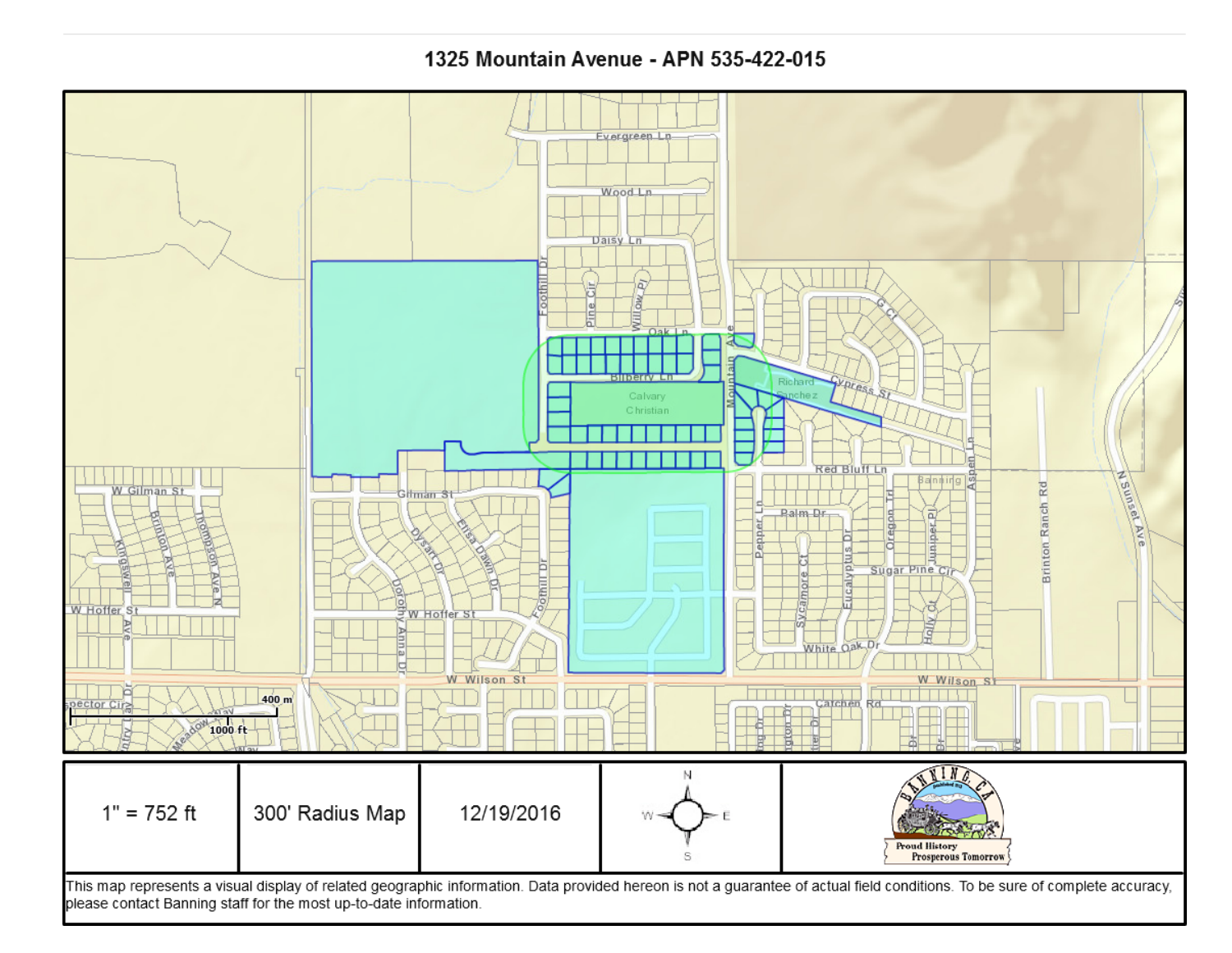# 1325 Mountain Avenue - APN 535-422-015

Evergreen Ln
Wood Ln
Daisy Ln
Foothill Dr
Pine Cir
Willow Pl
Oak Ln
Bilberry Ln
Calvary Christian
Mountain Ave
Richard Sanchez
Cypress St
G Ct
Aspen Ln
Red Bluff Ln
Banning
Palm Dr
Pepper Ln
Oregon Trl
Juniper Pl
Sugar Pine Cir
Eucalyptus Dr
Sycamore Ct
Holly Ct
White Oak Dr
Brinton Ranch Rd
N Sunset Ave
W Gilman St
Gilman St
Brinton Ave
Thompson Ave N
Kingswell Ave
W Hoffer St
Dysart Dr
Elisa Dawn Dr
Dorothy Anna Dr
Foothill Dr
W Wilson St
Catchen Rd
Spector Cir
Meadow Way
400 m
1000 ft

| | | | | |
|---|---|---|---|---|
| 1" = 752 ft | 300' Radius Map | 12/19/2016 | N W E S | BANNING, CA Proud History Prosperous Tomorrow |

This map represents a visual display of related geographic information. Data provided hereon is not a guarantee of actual field conditions. To be sure of complete accuracy, please contact Banning staff for the most up-to-date information.